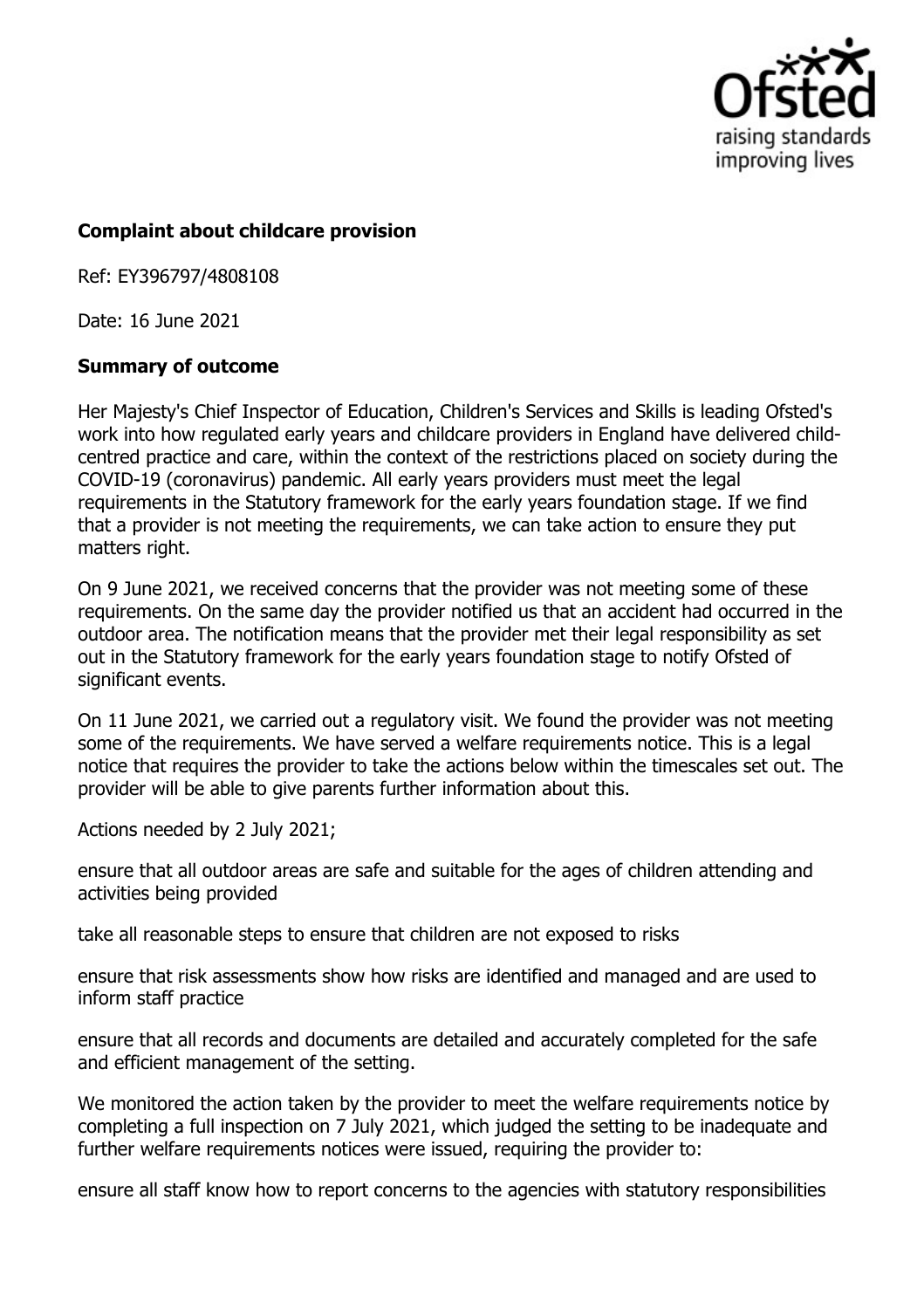**Complaint about childcare provision**

Ref: EY396797/4808108

Date: 16 June 2021

**Summary of outcome**

Her Majesty's Chief Inspector of Education, Children's Services and Skills is leading Ofsted's work into how regulated early years and childcare providers in England have delivered child-centred practice and care, within the context of the restrictions placed on society during the COVID-19 (coronavirus) pandemic. All early years providers must meet the legal requirements in the Statutory framework for the early years foundation stage. If we find that a provider is not meeting the requirements, we can take action to ensure they put matters right.

On 9 June 2021, we received concerns that the provider was not meeting some of these requirements. On the same day the provider notified us that an accident had occurred in the outdoor area. The notification means that the provider met their legal responsibility as set out in the Statutory framework for the early years foundation stage to notify Ofsted of significant events.

On 11 June 2021, we carried out a regulatory visit. We found the provider was not meeting some of the requirements. We have served a welfare requirements notice. This is a legal notice that requires the provider to take the actions below within the timescales set out. The provider will be able to give parents further information about this.

Actions needed by 2 July 2021;

ensure that all outdoor areas are safe and suitable for the ages of children attending and activities being provided

take all reasonable steps to ensure that children are not exposed to risks

ensure that risk assessments show how risks are identified and managed and are used to inform staff practice

ensure that all records and documents are detailed and accurately completed for the safe and efficient management of the setting.

We monitored the action taken by the provider to meet the welfare requirements notice by completing a full inspection on 7 July 2021, which judged the setting to be inadequate and further welfare requirements notices were issued, requiring the provider to:

ensure all staff know how to report concerns to the agencies with statutory responsibilities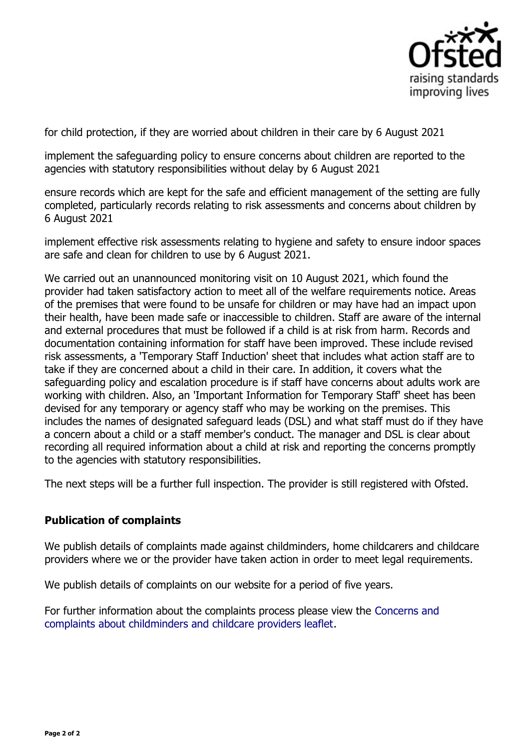for child protection, if they are worried about children in their care by 6 August 2021

implement the safeguarding policy to ensure concerns about children are reported to the agencies with statutory responsibilities without delay by 6 August 2021

ensure records which are kept for the safe and efficient management of the setting are fully completed, particularly records relating to risk assessments and concerns about children by 6 August 2021

implement effective risk assessments relating to hygiene and safety to ensure indoor spaces are safe and clean for children to use by 6 August 2021.

We carried out an unannounced monitoring visit on 10 August 2021, which found the provider had taken satisfactory action to meet all of the welfare requirements notice. Areas of the premises that were found to be unsafe for children or may have had an impact upon their health, have been made safe or inaccessible to children. Staff are aware of the internal and external procedures that must be followed if a child is at risk from harm. Records and documentation containing information for staff have been improved. These include revised risk assessments, a 'Temporary Staff Induction' sheet that includes what action staff are to take if they are concerned about a child in their care. In addition, it covers what the safeguarding policy and escalation procedure is if staff have concerns about adults work are working with children. Also, an 'Important Information for Temporary Staff' sheet has been devised for any temporary or agency staff who may be working on the premises. This includes the names of designated safeguard leads (DSL) and what staff must do if they have a concern about a child or a staff member's conduct. The manager and DSL is clear about recording all required information about a child at risk and reporting the concerns promptly to the agencies with statutory responsibilities.

The next steps will be a further full inspection. The provider is still registered with Ofsted.

**Publication of complaints**

We publish details of complaints made against childminders, home childcarers and childcare providers where we or the provider have taken action in order to meet legal requirements.

We publish details of complaints on our website for a period of five years.

For further information about the complaints process please view the Concerns and complaints about childminders and childcare providers leaflet.